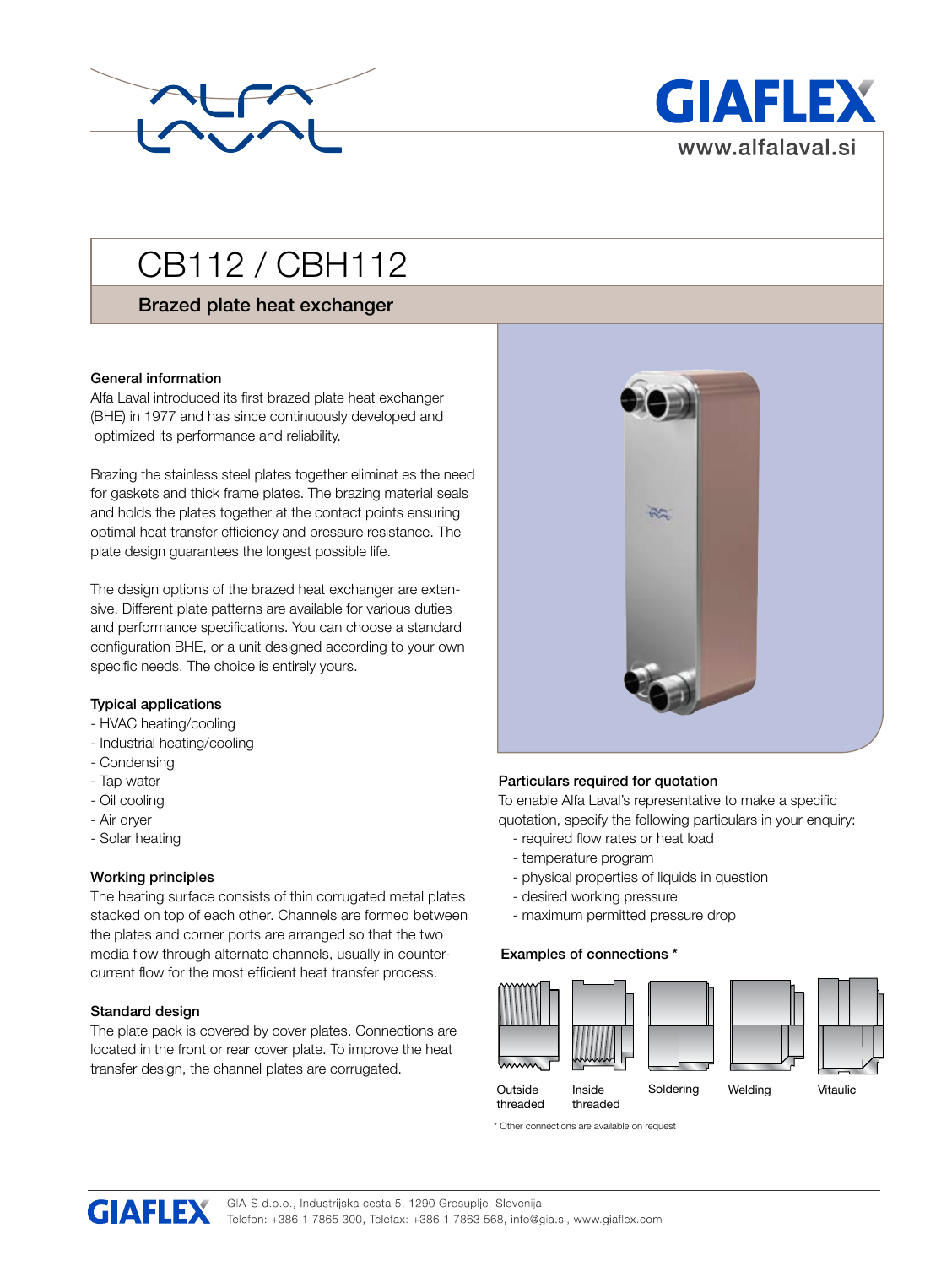GIAFLEX

www.alfalaval.si

# CB112 / CBH112

## Brazed plate heat exchanger

### General information

Alfa Laval introduced its first brazed plate heat exchanger (BHE) in 1977 and has since continuously developed and optimized its performance and reliability.

Brazing the stainless steel plates together eliminat es the need for gaskets and thick frame plates. The brazing material seals and holds the plates together at the contact points ensuring optimal heat transfer efficiency and pressure resistance. The plate design guarantees the longest possible life.

The design options of the brazed heat exchanger are extensive. Different plate patterns are available for various duties and performance specifications. You can choose a standard configuration BHE, or a unit designed according to your own specific needs. The choice is entirely yours.

### Typical applications

- HVAC heating/cooling
- Industrial heating/cooling
- Condensing
- Tap water
- Oil cooling
- Air dryer
- Solar heating

### Working principles

The heating surface consists of thin corrugated metal plates stacked on top of each other. Channels are formed between the plates and corner ports are arranged so that the two media flow through alternate channels, usually in counter-current flow for the most efficient heat transfer process.

### Standard design

The plate pack is covered by cover plates. Connections are located in the front or rear cover plate. To improve the heat transfer design, the channel plates are corrugated.

### Particulars required for quotation

To enable Alfa Laval's representative to make a specific quotation, specify the following particulars in your enquiry:

- required flow rates or heat load
- temperature program
- physical properties of liquids in question
- desired working pressure
- maximum permitted pressure drop

### Examples of connections *

Outside threaded | Inside threaded | Soldering | Welding | Vitaulic

* Other connections are available on request

GIA-S d.o.o., Industrijska cesta 5, 1290 Grosuplje, Slovenija
Telefon: +386 1 7865 300, Telefax: +386 1 7863 568, info@gia.si, www.giaflex.com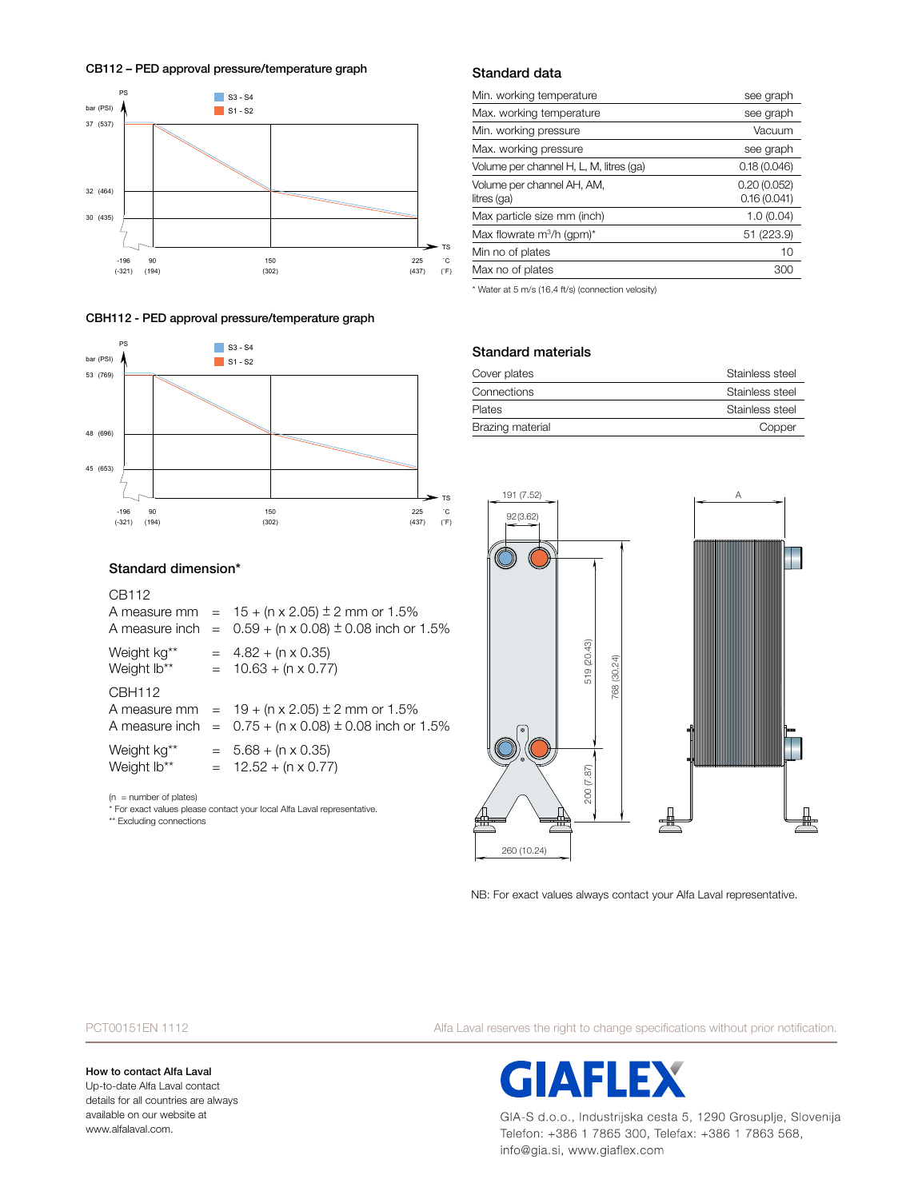### CB112 – PED approval pressure/temperature graph

PS
bar (PSI)
S3 - S4
S1 - S2
37 (537)
32 (464)
30 (435)
-196 (-321)
90 (194)
150 (302)
225 (437)
TS
°C (°F)

### CBH112 - PED approval pressure/temperature graph

PS
bar (PSI)
S3 - S4
S1 - S2
53 (769)
48 (696)
45 (653)
-196 (-321)
90 (194)
150 (302)
225 (437)
TS
°C (°F)

## Standard data

| | |
|---|---|
| Min. working temperature | see graph |
| Max. working temperature | see graph |
| Min. working pressure | Vacuum |
| Max. working pressure | see graph |
| Volume per channel H, L, M, litres (ga) | 0.18 (0.046) |
| Volume per channel AH, AM, litres (ga) | 0.20 (0.052) 0.16 (0.041) |
| Max particle size mm (inch) | 1.0 (0.04) |
| Max flowrate $m^3/h$ (gpm)* | 51 (223.9) |
| Min no of plates | 10 |
| Max no of plates | 300 |

\* Water at 5 m/s (16.4 ft/s) (connection velocity)

## Standard materials

| | |
|---|---|
| Cover plates | Stainless steel |
| Connections | Stainless steel |
| Plates | Stainless steel |
| Brazing material | Copper |

## Standard dimension*

CB112

A measure mm = 15 + (n x 2.05) ± 2 mm or 1.5%
A measure inch = 0.59 + (n x 0.08) ± 0.08 inch or 1.5%

Weight kg** = 4.82 + (n x 0.35)
Weight lb** = 10.63 + (n x 0.77)

CBH112

A measure mm = 19 + (n x 2.05) ± 2 mm or 1.5%
A measure inch = 0.75 + (n x 0.08) ± 0.08 inch or 1.5%

Weight kg** = 5.68 + (n x 0.35)
Weight lb** = 12.52 + (n x 0.77)

(n = number of plates)
\* For exact values please contact your local Alfa Laval representative.
\*\* Excluding connections

191 (7.52)
92 (3.62)
519 (20.43)
768 (30.24)
200 (7.87)
260 (10.24)
A

NB: For exact values always contact your Alfa Laval representative.

PCT00151EN 1112

Alfa Laval reserves the right to change specifications without prior notification.

**How to contact Alfa Laval**
Up-to-date Alfa Laval contact details for all countries are always available on our website at www.alfalaval.com.

GIAFLEX

GIA-S d.o.o., Industrijska cesta 5, 1290 Grosuplje, Slovenija
Telefon: +386 1 7865 300, Telefax: +386 1 7863 568,
info@gia.si, www.giaflex.com